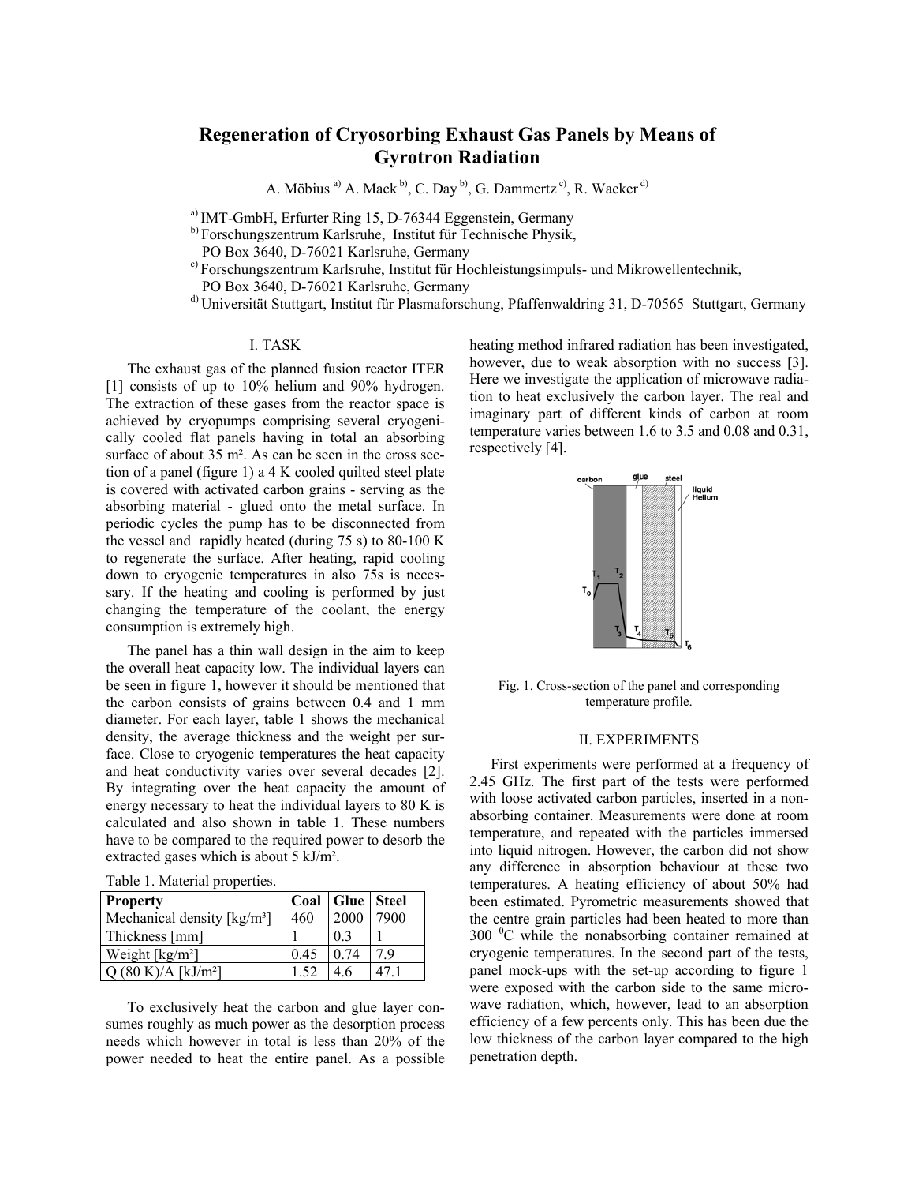# Regeneration of Cryosorbing Exhaust Gas Panels by Means of Gyrotron Radiation

A. Möbius [a] A. Mack [b], C. Day [b], G. Dammertz [c], R. Wacker [d]

[a] IMT-GmbH, Erfurter Ring 15, D-76344 Eggenstein, Germany
[b] Forschungszentrum Karlsruhe, Institut für Technische Physik, PO Box 3640, D-76021 Karlsruhe, Germany
[c] Forschungszentrum Karlsruhe, Institut für Hochleistungsimpuls- und Mikrowellentechnik, PO Box 3640, D-76021 Karlsruhe, Germany
[d] Universität Stuttgart, Institut für Plasmaforschung, Pfaffenwaldring 31, D-70565 Stuttgart, Germany

## I. TASK

The exhaust gas of the planned fusion reactor ITER [1] consists of up to 10% helium and 90% hydrogen. The extraction of these gases from the reactor space is achieved by cryopumps comprising several cryogenically cooled flat panels having in total an absorbing surface of about 35 m². As can be seen in the cross section of a panel (figure 1) a 4 K cooled quilted steel plate is covered with activated carbon grains - serving as the absorbing material - glued onto the metal surface. In periodic cycles the pump has to be disconnected from the vessel and rapidly heated (during 75 s) to 80-100 K to regenerate the surface. After heating, rapid cooling down to cryogenic temperatures in also 75s is necessary. If the heating and cooling is performed by just changing the temperature of the coolant, the energy consumption is extremely high.

The panel has a thin wall design in the aim to keep the overall heat capacity low. The individual layers can be seen in figure 1, however it should be mentioned that the carbon consists of grains between 0.4 and 1 mm diameter. For each layer, table 1 shows the mechanical density, the average thickness and the weight per surface. Close to cryogenic temperatures the heat capacity and heat conductivity varies over several decades [2]. By integrating over the heat capacity the amount of energy necessary to heat the individual layers to 80 K is calculated and also shown in table 1. These numbers have to be compared to the required power to desorb the extracted gases which is about 5 kJ/m².

Table 1. Material properties.

| Property | Coal | Glue | Steel |
|---|---|---|---|
| Mechanical density [kg/m³] | 460 | 2000 | 7900 |
| Thickness [mm] | 1 | 0.3 | 1 |
| Weight [kg/m²] | 0.45 | 0.74 | 7.9 |
| Q (80 K)/A [kJ/m²] | 1.52 | 4.6 | 47.1 |

To exclusively heat the carbon and glue layer consumes roughly as much power as the desorption process needs which however in total is less than 20% of the power needed to heat the entire panel. As a possible heating method infrared radiation has been investigated, however, due to weak absorption with no success [3]. Here we investigate the application of microwave radiation to heat exclusively the carbon layer. The real and imaginary part of different kinds of carbon at room temperature varies between 1.6 to 3.5 and 0.08 and 0.31, respectively [4].

Fig. 1. Cross-section of the panel and corresponding temperature profile.

## II. EXPERIMENTS

First experiments were performed at a frequency of 2.45 GHz. The first part of the tests were performed with loose activated carbon particles, inserted in a non-absorbing container. Measurements were done at room temperature, and repeated with the particles immersed into liquid nitrogen. However, the carbon did not show any difference in absorption behaviour at these two temperatures. A heating efficiency of about 50% had been estimated. Pyrometric measurements showed that the centre grain particles had been heated to more than 300 $^{0}$C while the nonabsorbing container remained at cryogenic temperatures. In the second part of the tests, panel mock-ups with the set-up according to figure 1 were exposed with the carbon side to the same microwave radiation, which, however, lead to an absorption efficiency of a few percents only. This has been due the low thickness of the carbon layer compared to the high penetration depth.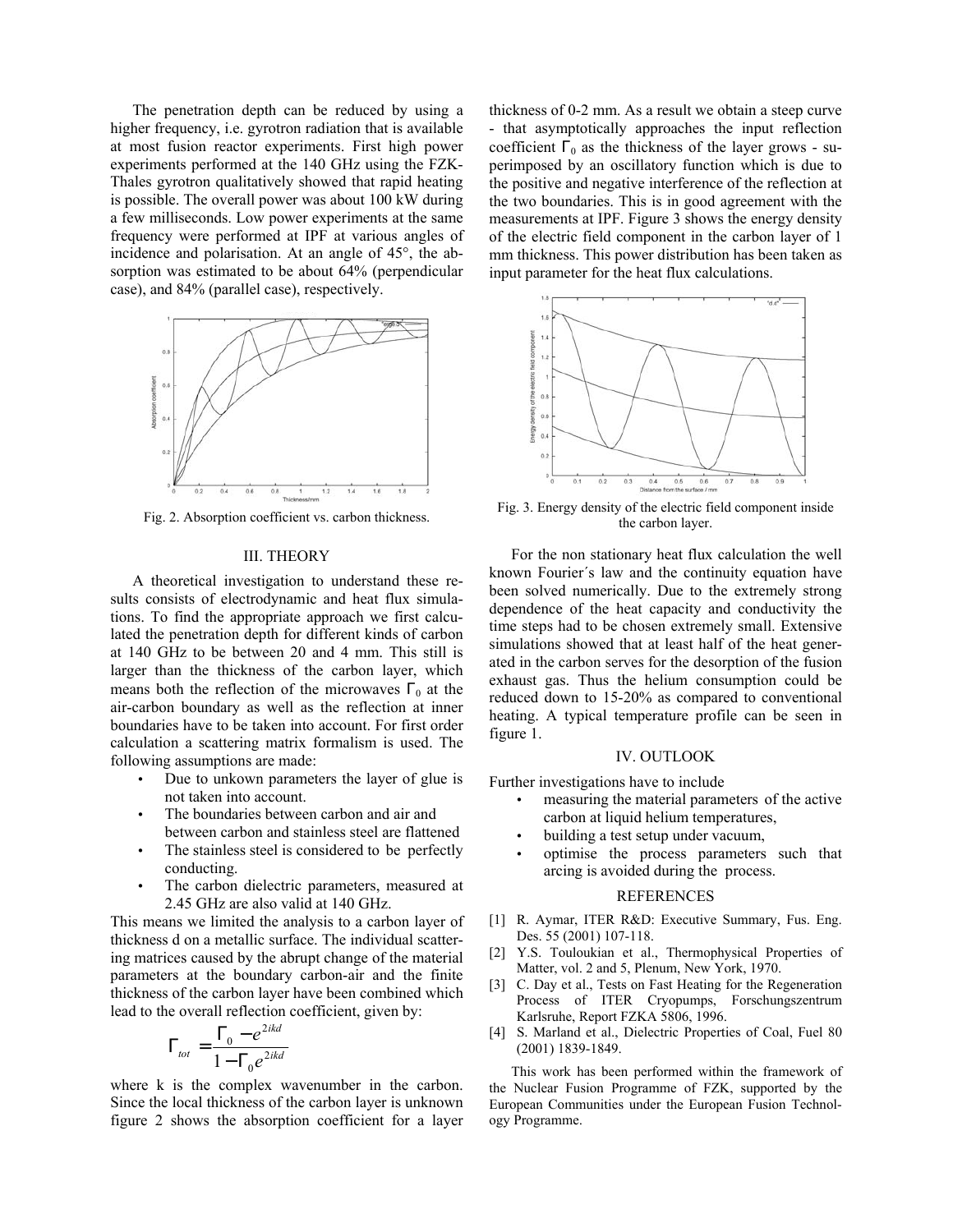The penetration depth can be reduced by using a higher frequency, i.e. gyrotron radiation that is available at most fusion reactor experiments. First high power experiments performed at the 140 GHz using the FZK-Thales gyrotron qualitatively showed that rapid heating is possible. The overall power was about 100 kW during a few milliseconds. Low power experiments at the same frequency were performed at IPF at various angles of incidence and polarisation. At an angle of 45°, the absorption was estimated to be about 64% (perpendicular case), and 84% (parallel case), respectively.

Fig. 2. Absorption coefficient vs. carbon thickness.

## III. THEORY

A theoretical investigation to understand these results consists of electrodynamic and heat flux simulations. To find the appropriate approach we first calculated the penetration depth for different kinds of carbon at 140 GHz to be between 20 and 4 mm. This still is larger than the thickness of the carbon layer, which means both the reflection of the microwaves $\Gamma_0$ at the air-carbon boundary as well as the reflection at inner boundaries have to be taken into account. For first order calculation a scattering matrix formalism is used. The following assumptions are made:

- Due to unkown parameters the layer of glue is not taken into account.
- The boundaries between carbon and air and between carbon and stainless steel are flattened
- The stainless steel is considered to be perfectly conducting.
- The carbon dielectric parameters, measured at 2.45 GHz are also valid at 140 GHz.

This means we limited the analysis to a carbon layer of thickness d on a metallic surface. The individual scattering matrices caused by the abrupt change of the material parameters at the boundary carbon-air and the finite thickness of the carbon layer have been combined which lead to the overall reflection coefficient, given by:

$$\Gamma_{tot} = \frac{\Gamma_0 - e^{2ikd}}{1 - \Gamma_0 e^{2ikd}}$$

where k is the complex wavenumber in the carbon. Since the local thickness of the carbon layer is unknown figure 2 shows the absorption coefficient for a layer thickness of 0-2 mm. As a result we obtain a steep curve - that asymptotically approaches the input reflection coefficient $\Gamma_0$ as the thickness of the layer grows - superimposed by an oscillatory function which is due to the positive and negative interference of the reflection at the two boundaries. This is in good agreement with the measurements at IPF. Figure 3 shows the energy density of the electric field component in the carbon layer of 1 mm thickness. This power distribution has been taken as input parameter for the heat flux calculations.

Fig. 3. Energy density of the electric field component inside the carbon layer.

For the non stationary heat flux calculation the well known Fourier´s law and the continuity equation have been solved numerically. Due to the extremely strong dependence of the heat capacity and conductivity the time steps had to be chosen extremely small. Extensive simulations showed that at least half of the heat generated in the carbon serves for the desorption of the fusion exhaust gas. Thus the helium consumption could be reduced down to 15-20% as compared to conventional heating. A typical temperature profile can be seen in figure 1.

## IV. OUTLOOK

Further investigations have to include

- measuring the material parameters of the active carbon at liquid helium temperatures,
- building a test setup under vacuum,
- optimise the process parameters such that arcing is avoided during the process.

## REFERENCES

[1] R. Aymar, ITER R&D: Executive Summary, Fus. Eng. Des. 55 (2001) 107-118.

[2] Y.S. Touloukian et al., Thermophysical Properties of Matter, vol. 2 and 5, Plenum, New York, 1970.

[3] C. Day et al., Tests on Fast Heating for the Regeneration Process of ITER Cryopumps, Forschungszentrum Karlsruhe, Report FZKA 5806, 1996.

[4] S. Marland et al., Dielectric Properties of Coal, Fuel 80 (2001) 1839-1849.

This work has been performed within the framework of the Nuclear Fusion Programme of FZK, supported by the European Communities under the European Fusion Technology Programme.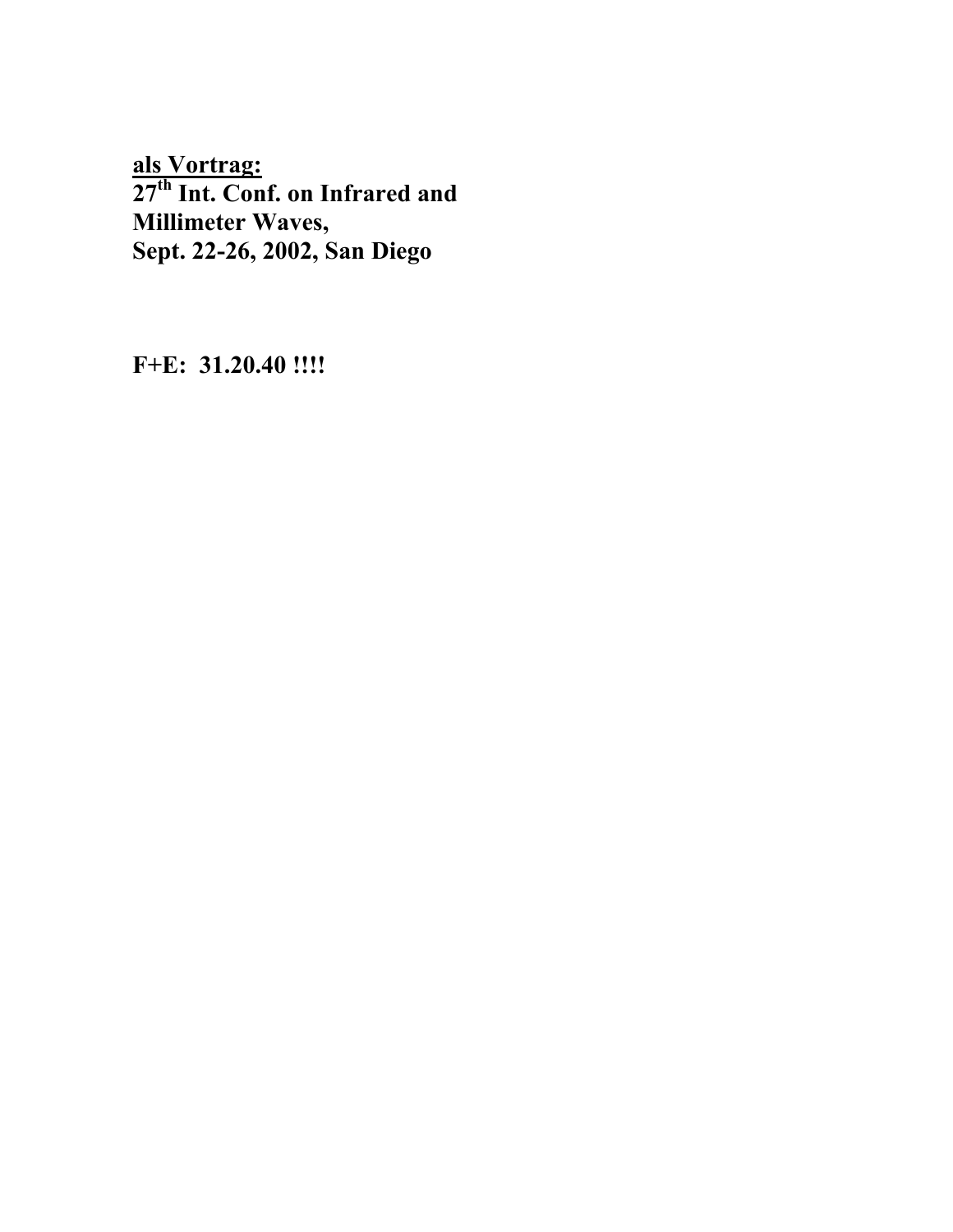**als Vortrag:**

**27th Int. Conf. on Infrared and Millimeter Waves, Sept. 22-26, 2002, San Diego**

**F+E: 31.20.40 !!!!**